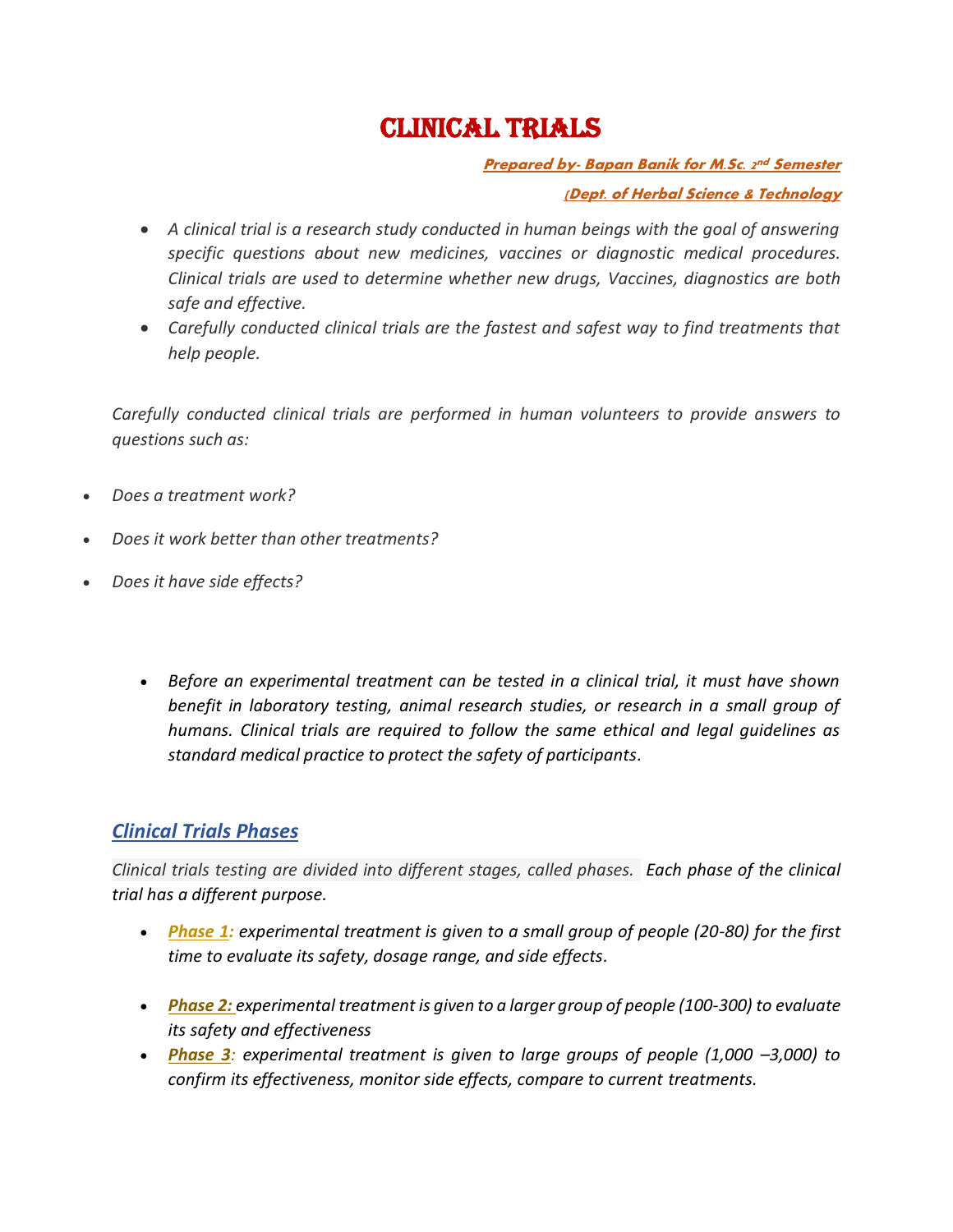# Clinical Trials

***Prepared by- Bapan Banik for M.Sc. 2nd Semester***

***(Dept. of Herbal Science & Technology***

- *A clinical trial is a research study conducted in human beings with the goal of answering specific questions about new medicines, vaccines or diagnostic medical procedures. Clinical trials are used to determine whether new drugs, Vaccines, diagnostics are both safe and effective.*
- *Carefully conducted clinical trials are the fastest and safest way to find treatments that help people.*

*Carefully conducted clinical trials are performed in human volunteers to provide answers to questions such as:*

- *Does a treatment work?*
- *Does it work better than other treatments?*
- *Does it have side effects?*

- *Before an experimental treatment can be tested in a clinical trial, it must have shown benefit in laboratory testing, animal research studies, or research in a small group of humans. Clinical trials are required to follow the same ethical and legal guidelines as standard medical practice to protect the safety of participants.*

## *Clinical Trials Phases*

*Clinical trials testing are divided into different stages, called phases. Each phase of the clinical trial has a different purpose.*

- ***Phase 1:*** *experimental treatment is given to a small group of people (20-80) for the first time to evaluate its safety, dosage range, and side effects.*
- ***Phase 2:*** *experimental treatment is given to a larger group of people (100-300) to evaluate its safety and effectiveness*
- ***Phase 3:*** *experimental treatment is given to large groups of people (1,000 –3,000) to confirm its effectiveness, monitor side effects, compare to current treatments.*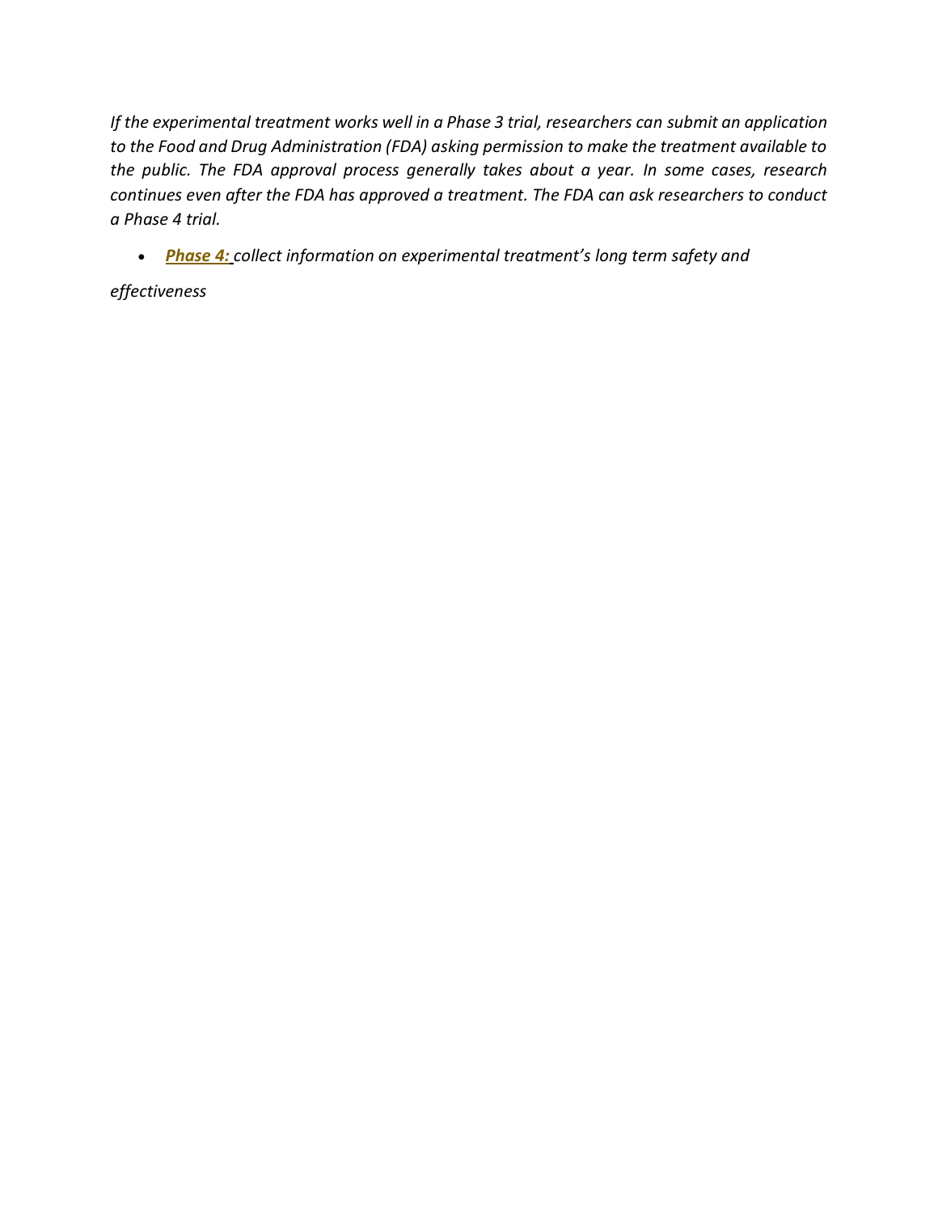*If the experimental treatment works well in a Phase 3 trial, researchers can submit an application to the Food and Drug Administration (FDA) asking permission to make the treatment available to the public. The FDA approval process generally takes about a year. In some cases, research continues even after the FDA has approved a treatment. The FDA can ask researchers to conduct a Phase 4 trial.*

- ***Phase 4:*** *collect information on experimental treatment's long term safety and effectiveness*